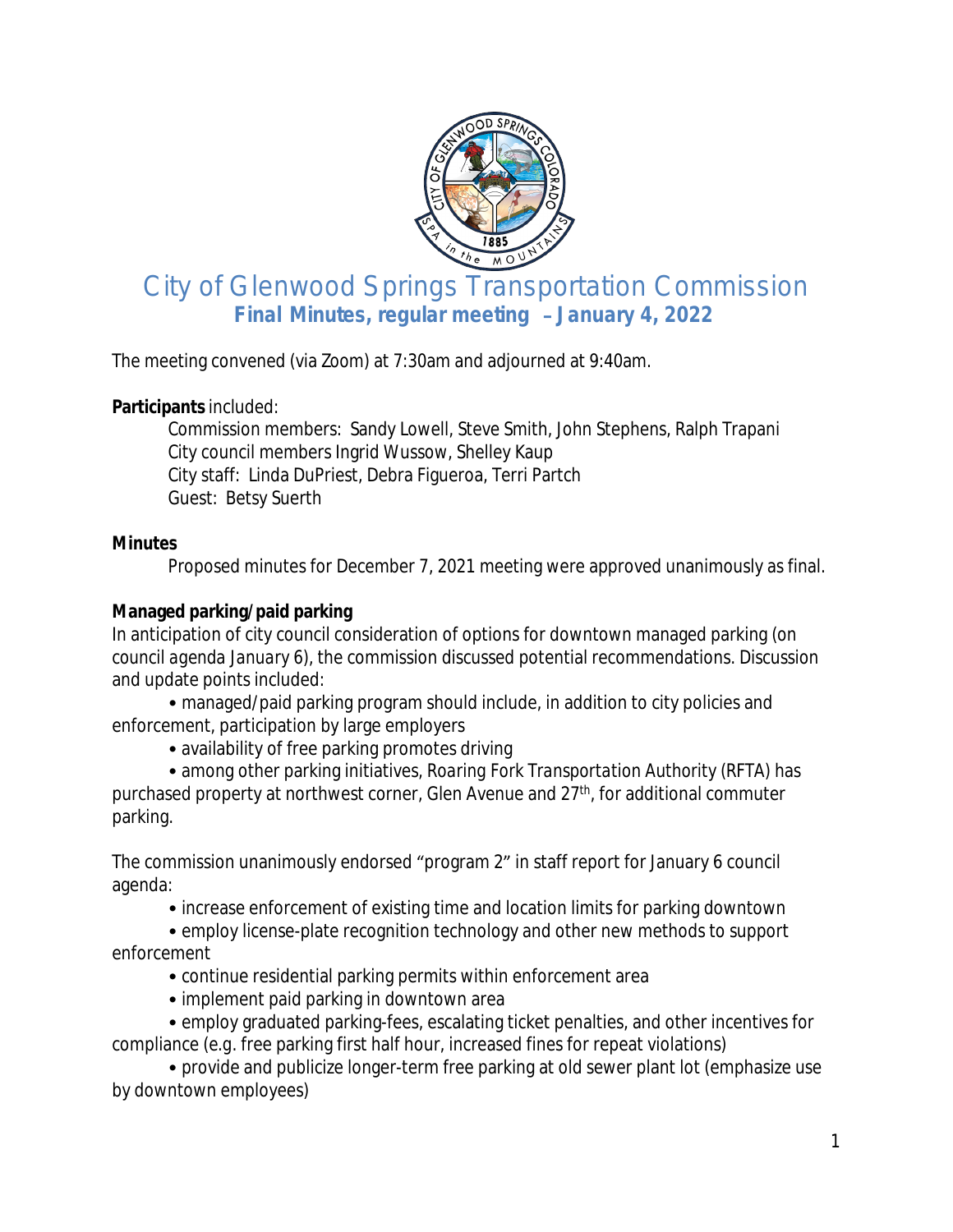# City of Glenwood Springs Transportation Commission

## Final Minutes, regular meeting – January 4, 2022

The meeting convened (via Zoom) at 7:30am and adjourned at 9:40am.

**Participants** included:

Commission members: Sandy Lowell, Steve Smith, John Stephens, Ralph Trapani
City council members Ingrid Wussow, Shelley Kaup
City staff: Linda DuPriest, Debra Figueroa, Terri Partch
Guest: Betsy Suerth

**Minutes**

Proposed minutes for December 7, 2021 meeting were approved unanimously as final.

**Managed parking/paid parking**

In anticipation of city council consideration of options for downtown managed parking (on council agenda January 6), the commission discussed potential recommendations. Discussion and update points included:

- managed/paid parking program should include, in addition to city policies and enforcement, participation by large employers
- availability of free parking promotes driving
- among other parking initiatives, Roaring Fork Transportation Authority (RFTA) has purchased property at northwest corner, Glen Avenue and 27th, for additional commuter parking.

The commission unanimously endorsed "program 2" in staff report for January 6 council agenda:

- increase enforcement of existing time and location limits for parking downtown
- employ license-plate recognition technology and other new methods to support enforcement
- continue residential parking permits within enforcement area
- implement paid parking in downtown area
- employ graduated parking-fees, escalating ticket penalties, and other incentives for compliance (e.g. free parking first half hour, increased fines for repeat violations)
- provide and publicize longer-term free parking at old sewer plant lot (emphasize use by downtown employees)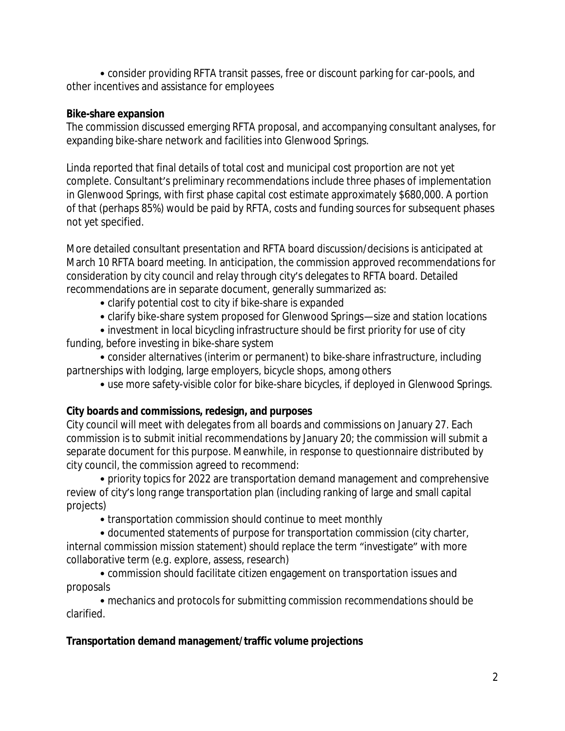• consider providing RFTA transit passes, free or discount parking for car-pools, and other incentives and assistance for employees

**Bike-share expansion**

The commission discussed emerging RFTA proposal, and accompanying consultant analyses, for expanding bike-share network and facilities into Glenwood Springs.

Linda reported that final details of total cost and municipal cost proportion are not yet complete. Consultant's preliminary recommendations include three phases of implementation in Glenwood Springs, with first phase capital cost estimate approximately $680,000. A portion of that (perhaps 85%) would be paid by RFTA, costs and funding sources for subsequent phases not yet specified.

More detailed consultant presentation and RFTA board discussion/decisions is anticipated at March 10 RFTA board meeting. In anticipation, the commission approved recommendations for consideration by city council and relay through city's delegates to RFTA board. Detailed recommendations are in separate document, generally summarized as:

- clarify potential cost to city if bike-share is expanded
- clarify bike-share system proposed for Glenwood Springs—size and station locations
- investment in local bicycling infrastructure should be first priority for use of city funding, before investing in bike-share system
- consider alternatives (interim or permanent) to bike-share infrastructure, including partnerships with lodging, large employers, bicycle shops, among others
- use more safety-visible color for bike-share bicycles, if deployed in Glenwood Springs.

**City boards and commissions, redesign, and purposes**

City council will meet with delegates from all boards and commissions on January 27. Each commission is to submit initial recommendations by January 20; the commission will submit a separate document for this purpose. Meanwhile, in response to questionnaire distributed by city council, the commission agreed to recommend:

- priority topics for 2022 are transportation demand management and comprehensive review of city's long range transportation plan (including ranking of large and small capital projects)
- transportation commission should continue to meet monthly
- documented statements of purpose for transportation commission (city charter, internal commission mission statement) should replace the term "investigate" with more collaborative term (e.g. explore, assess, research)
- commission should facilitate citizen engagement on transportation issues and proposals
- mechanics and protocols for submitting commission recommendations should be clarified.

**Transportation demand management/traffic volume projections**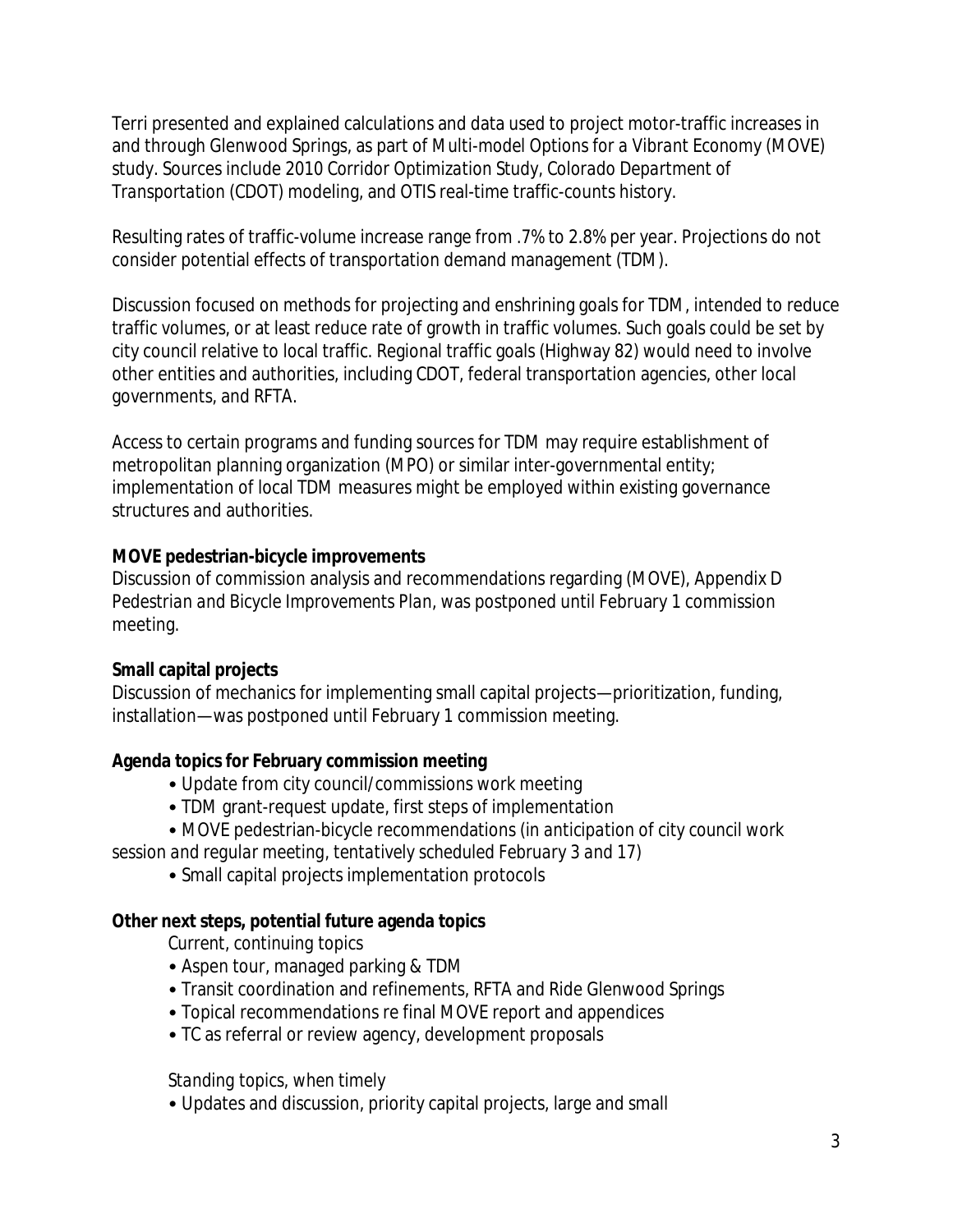Terri presented and explained calculations and data used to project motor-traffic increases in and through Glenwood Springs, as part of *Multi-model Options for a Vibrant Economy* (MOVE) study. Sources include 2010 *Corridor Optimization Study*, Colorado Department of Transportation (CDOT) modeling, and OTIS real-time traffic-counts history.

Resulting rates of traffic-volume increase range from .7% to 2.8% per year. Projections do not consider potential effects of transportation demand management (TDM).

Discussion focused on methods for projecting and enshrining goals for TDM, intended to reduce traffic volumes, or at least reduce rate of growth in traffic volumes. Such goals could be set by city council relative to local traffic. Regional traffic goals (Highway 82) would need to involve other entities and authorities, including CDOT, federal transportation agencies, other local governments, and RFTA.

Access to certain programs and funding sources for TDM may require establishment of metropolitan planning organization (MPO) or similar inter-governmental entity; implementation of local TDM measures might be employed within existing governance structures and authorities.

**MOVE pedestrian-bicycle improvements**
Discussion of commission analysis and recommendations regarding (MOVE), Appendix D *Pedestrian and Bicycle Improvements Plan*, was postponed until February 1 commission meeting.

**Small capital projects**
Discussion of mechanics for implementing small capital projects—prioritization, funding, installation—was postponed until February 1 commission meeting.

**Agenda topics for February commission meeting**

- Update from city council/commissions work meeting
- TDM grant-request update, first steps of implementation
- MOVE pedestrian-bicycle recommendations *(in anticipation of city council work session and regular meeting, tentatively scheduled February 3 and 17)*
- Small capital projects implementation protocols

**Other next steps, potential future agenda topics**

*Current, continuing topics*

- Aspen tour, managed parking & TDM
- Transit coordination and refinements, RFTA and Ride Glenwood Springs
- Topical recommendations re final MOVE report and appendices
- TC as referral or review agency, development proposals

*Standing topics, when timely*

- Updates and discussion, priority capital projects, large and small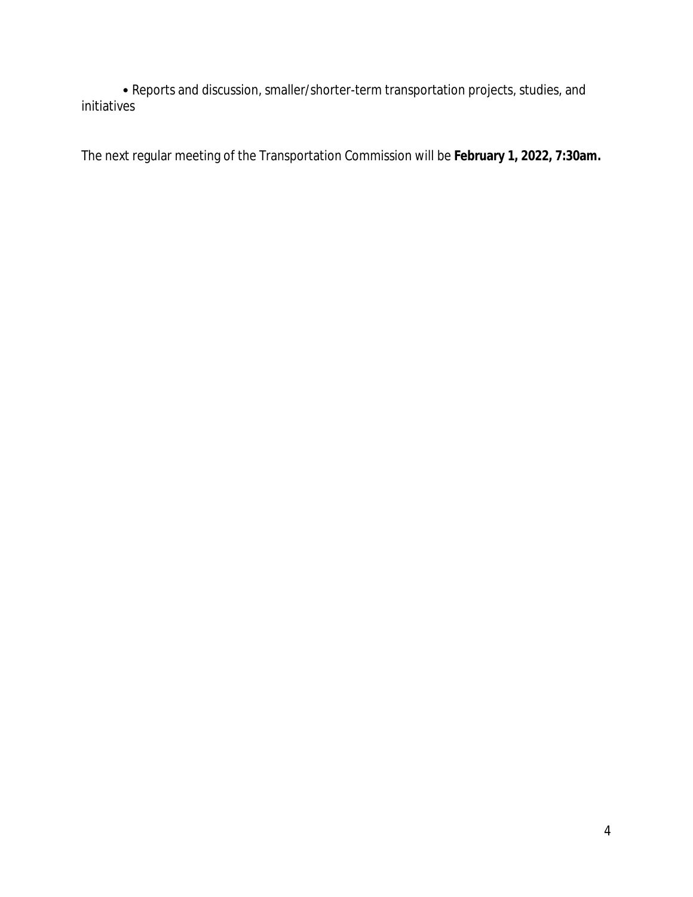- Reports and discussion, smaller/shorter-term transportation projects, studies, and initiatives

The next regular meeting of the Transportation Commission will be **February 1, 2022, 7:30am.**